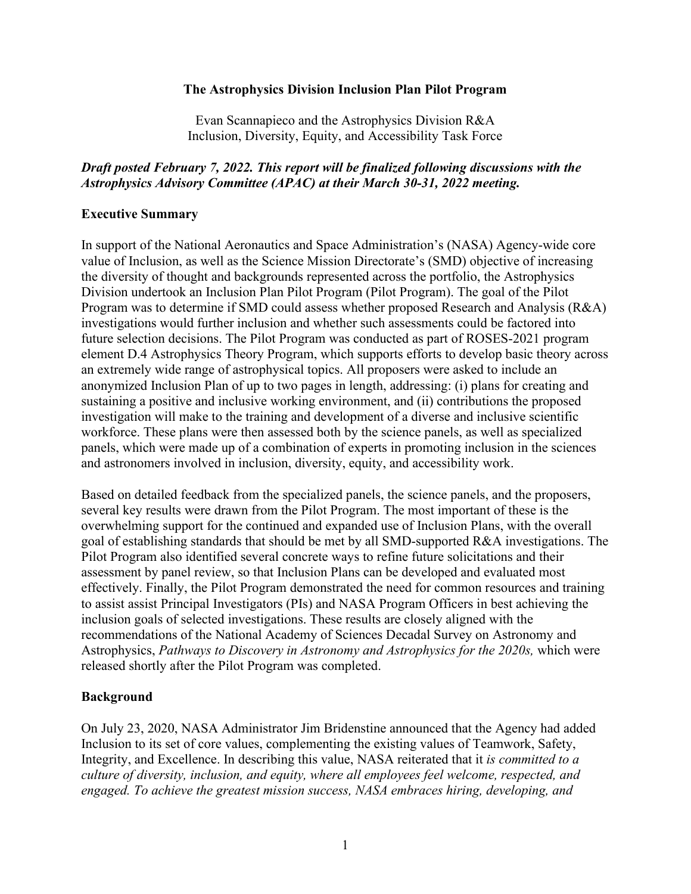# The Astrophysics Division Inclusion Plan Pilot Program

Evan Scannapieco and the Astrophysics Division R&A Inclusion, Diversity, Equity, and Accessibility Task Force

***Draft posted February 7, 2022. This report will be finalized following discussions with the Astrophysics Advisory Committee (APAC) at their March 30-31, 2022 meeting.***

## Executive Summary

In support of the National Aeronautics and Space Administration's (NASA) Agency-wide core value of Inclusion, as well as the Science Mission Directorate's (SMD) objective of increasing the diversity of thought and backgrounds represented across the portfolio, the Astrophysics Division undertook an Inclusion Plan Pilot Program (Pilot Program). The goal of the Pilot Program was to determine if SMD could assess whether proposed Research and Analysis (R&A) investigations would further inclusion and whether such assessments could be factored into future selection decisions. The Pilot Program was conducted as part of ROSES-2021 program element D.4 Astrophysics Theory Program, which supports efforts to develop basic theory across an extremely wide range of astrophysical topics. All proposers were asked to include an anonymized Inclusion Plan of up to two pages in length, addressing: (i) plans for creating and sustaining a positive and inclusive working environment, and (ii) contributions the proposed investigation will make to the training and development of a diverse and inclusive scientific workforce. These plans were then assessed both by the science panels, as well as specialized panels, which were made up of a combination of experts in promoting inclusion in the sciences and astronomers involved in inclusion, diversity, equity, and accessibility work.

Based on detailed feedback from the specialized panels, the science panels, and the proposers, several key results were drawn from the Pilot Program. The most important of these is the overwhelming support for the continued and expanded use of Inclusion Plans, with the overall goal of establishing standards that should be met by all SMD-supported R&A investigations. The Pilot Program also identified several concrete ways to refine future solicitations and their assessment by panel review, so that Inclusion Plans can be developed and evaluated most effectively. Finally, the Pilot Program demonstrated the need for common resources and training to assist assist Principal Investigators (PIs) and NASA Program Officers in best achieving the inclusion goals of selected investigations. These results are closely aligned with the recommendations of the National Academy of Sciences Decadal Survey on Astronomy and Astrophysics, *Pathways to Discovery in Astronomy and Astrophysics for the 2020s,* which were released shortly after the Pilot Program was completed.

## Background

On July 23, 2020, NASA Administrator Jim Bridenstine announced that the Agency had added Inclusion to its set of core values, complementing the existing values of Teamwork, Safety, Integrity, and Excellence. In describing this value, NASA reiterated that it *is committed to a culture of diversity, inclusion, and equity, where all employees feel welcome, respected, and engaged. To achieve the greatest mission success, NASA embraces hiring, developing, and*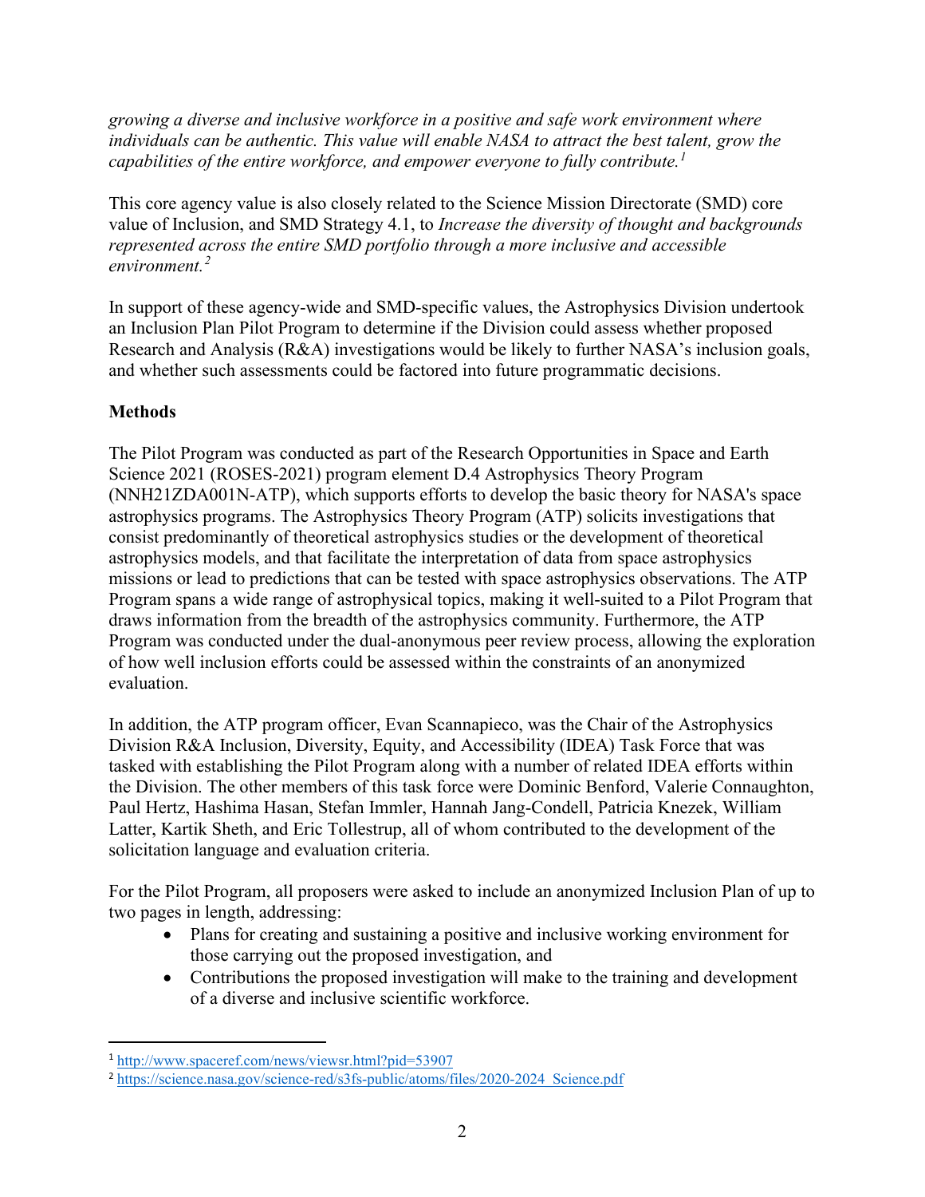*growing a diverse and inclusive workforce in a positive and safe work environment where individuals can be authentic. This value will enable NASA to attract the best talent, grow the capabilities of the entire workforce, and empower everyone to fully contribute.*[1]

This core agency value is also closely related to the Science Mission Directorate (SMD) core value of Inclusion, and SMD Strategy 4.1, to *Increase the diversity of thought and backgrounds represented across the entire SMD portfolio through a more inclusive and accessible environment.*[2]

In support of these agency-wide and SMD-specific values, the Astrophysics Division undertook an Inclusion Plan Pilot Program to determine if the Division could assess whether proposed Research and Analysis (R&A) investigations would be likely to further NASA's inclusion goals, and whether such assessments could be factored into future programmatic decisions.

**Methods**

The Pilot Program was conducted as part of the Research Opportunities in Space and Earth Science 2021 (ROSES-2021) program element D.4 Astrophysics Theory Program (NNH21ZDA001N-ATP), which supports efforts to develop the basic theory for NASA's space astrophysics programs. The Astrophysics Theory Program (ATP) solicits investigations that consist predominantly of theoretical astrophysics studies or the development of theoretical astrophysics models, and that facilitate the interpretation of data from space astrophysics missions or lead to predictions that can be tested with space astrophysics observations. The ATP Program spans a wide range of astrophysical topics, making it well-suited to a Pilot Program that draws information from the breadth of the astrophysics community. Furthermore, the ATP Program was conducted under the dual-anonymous peer review process, allowing the exploration of how well inclusion efforts could be assessed within the constraints of an anonymized evaluation.

In addition, the ATP program officer, Evan Scannapieco, was the Chair of the Astrophysics Division R&A Inclusion, Diversity, Equity, and Accessibility (IDEA) Task Force that was tasked with establishing the Pilot Program along with a number of related IDEA efforts within the Division. The other members of this task force were Dominic Benford, Valerie Connaughton, Paul Hertz, Hashima Hasan, Stefan Immler, Hannah Jang-Condell, Patricia Knezek, William Latter, Kartik Sheth, and Eric Tollestrup, all of whom contributed to the development of the solicitation language and evaluation criteria.

For the Pilot Program, all proposers were asked to include an anonymized Inclusion Plan of up to two pages in length, addressing:

- Plans for creating and sustaining a positive and inclusive working environment for those carrying out the proposed investigation, and
- Contributions the proposed investigation will make to the training and development of a diverse and inclusive scientific workforce.

---

[1] http://www.spaceref.com/news/viewsr.html?pid=53907

[2] https://science.nasa.gov/science-red/s3fs-public/atoms/files/2020-2024_Science.pdf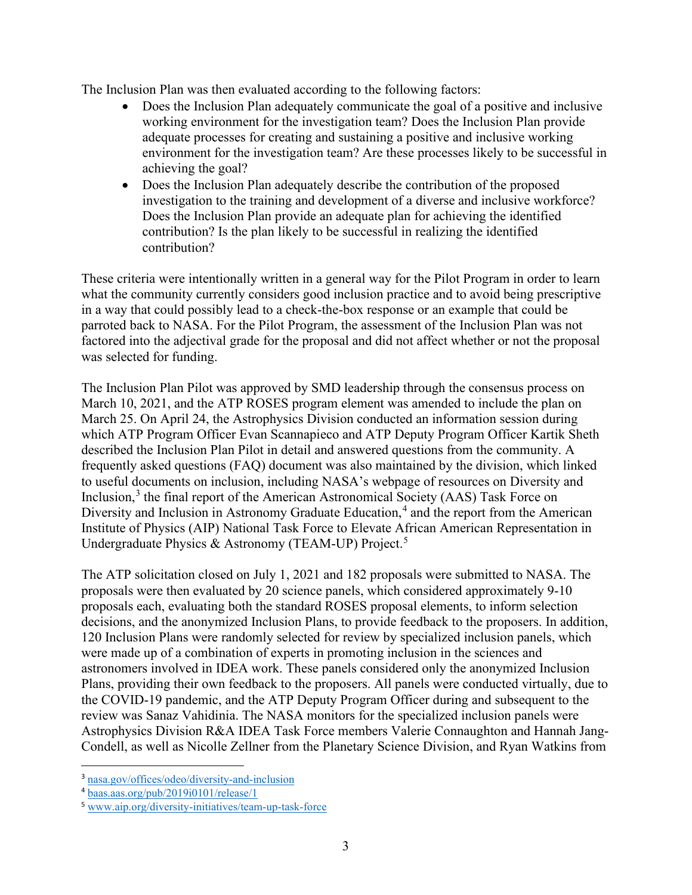The Inclusion Plan was then evaluated according to the following factors:

- Does the Inclusion Plan adequately communicate the goal of a positive and inclusive working environment for the investigation team? Does the Inclusion Plan provide adequate processes for creating and sustaining a positive and inclusive working environment for the investigation team? Are these processes likely to be successful in achieving the goal?
- Does the Inclusion Plan adequately describe the contribution of the proposed investigation to the training and development of a diverse and inclusive workforce? Does the Inclusion Plan provide an adequate plan for achieving the identified contribution? Is the plan likely to be successful in realizing the identified contribution?

These criteria were intentionally written in a general way for the Pilot Program in order to learn what the community currently considers good inclusion practice and to avoid being prescriptive in a way that could possibly lead to a check-the-box response or an example that could be parroted back to NASA. For the Pilot Program, the assessment of the Inclusion Plan was not factored into the adjectival grade for the proposal and did not affect whether or not the proposal was selected for funding.

The Inclusion Plan Pilot was approved by SMD leadership through the consensus process on March 10, 2021, and the ATP ROSES program element was amended to include the plan on March 25. On April 24, the Astrophysics Division conducted an information session during which ATP Program Officer Evan Scannapieco and ATP Deputy Program Officer Kartik Sheth described the Inclusion Plan Pilot in detail and answered questions from the community. A frequently asked questions (FAQ) document was also maintained by the division, which linked to useful documents on inclusion, including NASA's webpage of resources on Diversity and Inclusion,[3] the final report of the American Astronomical Society (AAS) Task Force on Diversity and Inclusion in Astronomy Graduate Education,[4] and the report from the American Institute of Physics (AIP) National Task Force to Elevate African American Representation in Undergraduate Physics & Astronomy (TEAM-UP) Project.[5]

The ATP solicitation closed on July 1, 2021 and 182 proposals were submitted to NASA. The proposals were then evaluated by 20 science panels, which considered approximately 9-10 proposals each, evaluating both the standard ROSES proposal elements, to inform selection decisions, and the anonymized Inclusion Plans, to provide feedback to the proposers. In addition, 120 Inclusion Plans were randomly selected for review by specialized inclusion panels, which were made up of a combination of experts in promoting inclusion in the sciences and astronomers involved in IDEA work. These panels considered only the anonymized Inclusion Plans, providing their own feedback to the proposers. All panels were conducted virtually, due to the COVID-19 pandemic, and the ATP Deputy Program Officer during and subsequent to the review was Sanaz Vahidinia. The NASA monitors for the specialized inclusion panels were Astrophysics Division R&A IDEA Task Force members Valerie Connaughton and Hannah Jang-Condell, as well as Nicolle Zellner from the Planetary Science Division, and Ryan Watkins from

---

[3] nasa.gov/offices/odeo/diversity-and-inclusion

[4] baas.aas.org/pub/2019i0101/release/1

[5] www.aip.org/diversity-initiatives/team-up-task-force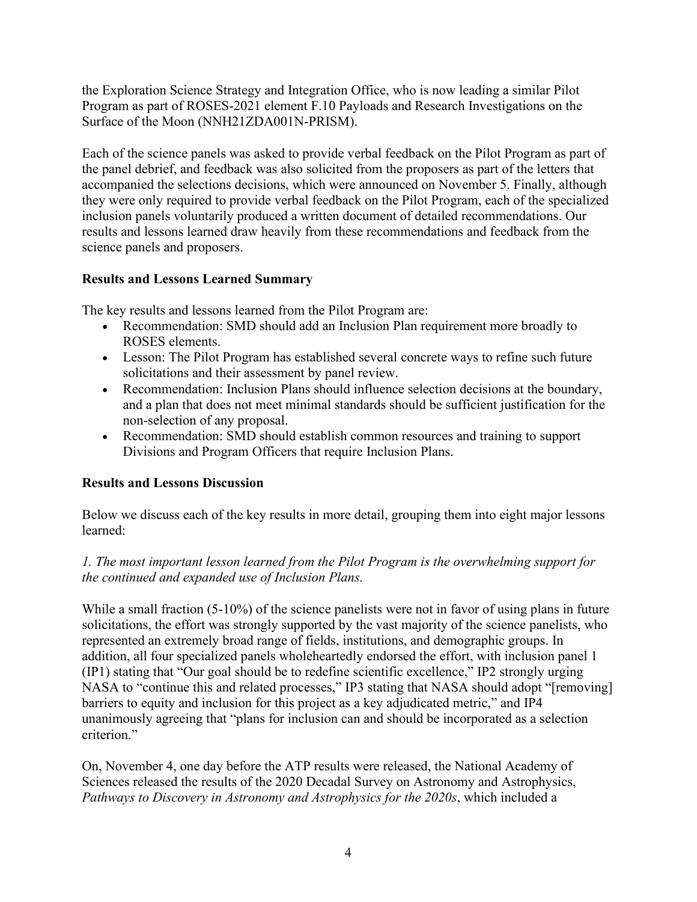the Exploration Science Strategy and Integration Office, who is now leading a similar Pilot Program as part of ROSES-2021 element F.10 Payloads and Research Investigations on the Surface of the Moon (NNH21ZDA001N-PRISM).

Each of the science panels was asked to provide verbal feedback on the Pilot Program as part of the panel debrief, and feedback was also solicited from the proposers as part of the letters that accompanied the selections decisions, which were announced on November 5. Finally, although they were only required to provide verbal feedback on the Pilot Program, each of the specialized inclusion panels voluntarily produced a written document of detailed recommendations. Our results and lessons learned draw heavily from these recommendations and feedback from the science panels and proposers.

**Results and Lessons Learned Summary**

The key results and lessons learned from the Pilot Program are:

- Recommendation: SMD should add an Inclusion Plan requirement more broadly to ROSES elements.
- Lesson: The Pilot Program has established several concrete ways to refine such future solicitations and their assessment by panel review.
- Recommendation: Inclusion Plans should influence selection decisions at the boundary, and a plan that does not meet minimal standards should be sufficient justification for the non-selection of any proposal.
- Recommendation: SMD should establish common resources and training to support Divisions and Program Officers that require Inclusion Plans.

**Results and Lessons Discussion**

Below we discuss each of the key results in more detail, grouping them into eight major lessons learned:

*1. The most important lesson learned from the Pilot Program is the overwhelming support for the continued and expanded use of Inclusion Plans.*

While a small fraction (5-10%) of the science panelists were not in favor of using plans in future solicitations, the effort was strongly supported by the vast majority of the science panelists, who represented an extremely broad range of fields, institutions, and demographic groups. In addition, all four specialized panels wholeheartedly endorsed the effort, with inclusion panel 1 (IP1) stating that "Our goal should be to redefine scientific excellence," IP2 strongly urging NASA to "continue this and related processes," IP3 stating that NASA should adopt "[removing] barriers to equity and inclusion for this project as a key adjudicated metric," and IP4 unanimously agreeing that "plans for inclusion can and should be incorporated as a selection criterion."

On, November 4, one day before the ATP results were released, the National Academy of Sciences released the results of the 2020 Decadal Survey on Astronomy and Astrophysics, *Pathways to Discovery in Astronomy and Astrophysics for the 2020s*, which included a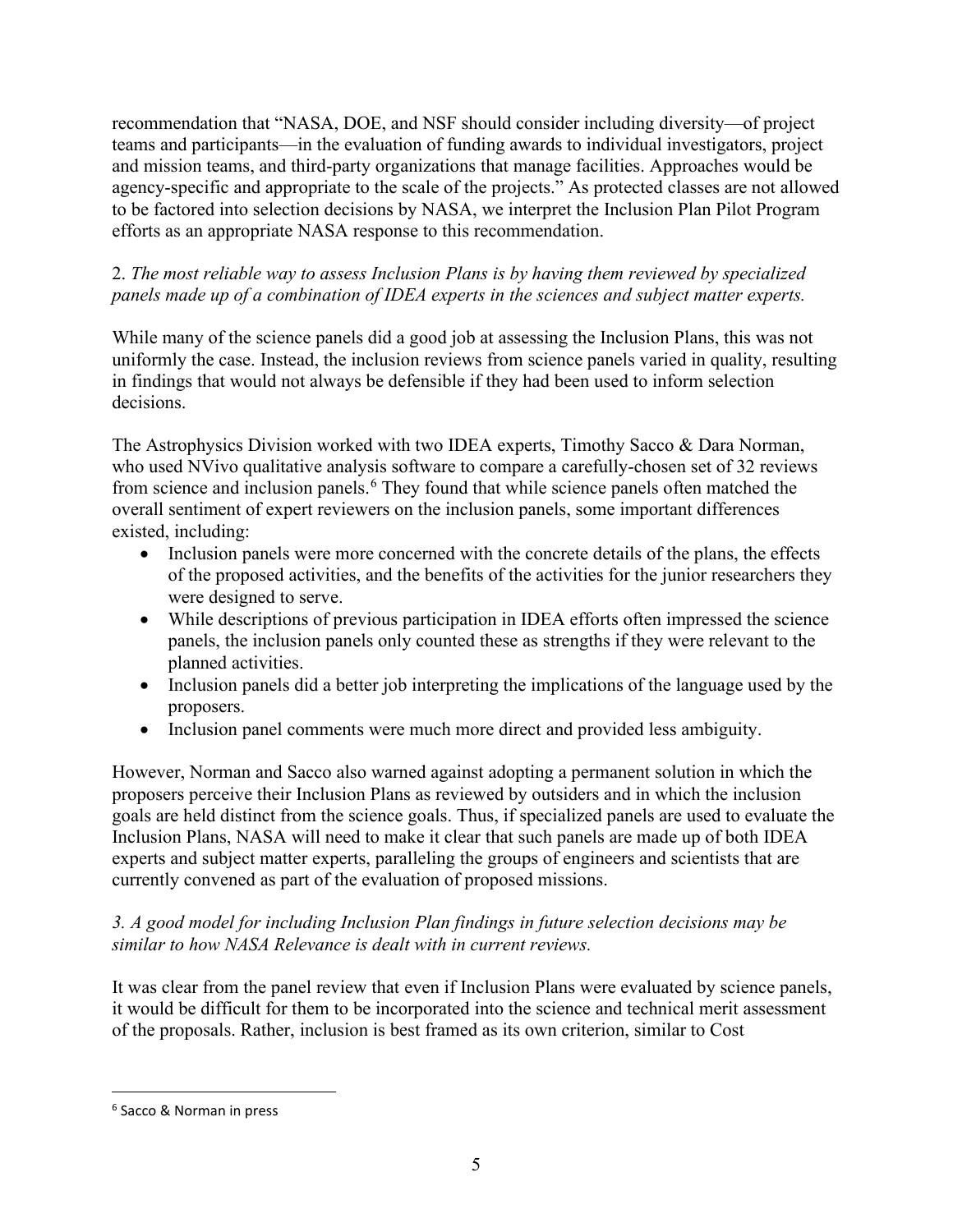recommendation that "NASA, DOE, and NSF should consider including diversity—of project teams and participants—in the evaluation of funding awards to individual investigators, project and mission teams, and third-party organizations that manage facilities. Approaches would be agency-specific and appropriate to the scale of the projects." As protected classes are not allowed to be factored into selection decisions by NASA, we interpret the Inclusion Plan Pilot Program efforts as an appropriate NASA response to this recommendation.

2. *The most reliable way to assess Inclusion Plans is by having them reviewed by specialized panels made up of a combination of IDEA experts in the sciences and subject matter experts.*

While many of the science panels did a good job at assessing the Inclusion Plans, this was not uniformly the case. Instead, the inclusion reviews from science panels varied in quality, resulting in findings that would not always be defensible if they had been used to inform selection decisions.

The Astrophysics Division worked with two IDEA experts, Timothy Sacco & Dara Norman, who used NVivo qualitative analysis software to compare a carefully-chosen set of 32 reviews from science and inclusion panels.[6] They found that while science panels often matched the overall sentiment of expert reviewers on the inclusion panels, some important differences existed, including:

- Inclusion panels were more concerned with the concrete details of the plans, the effects of the proposed activities, and the benefits of the activities for the junior researchers they were designed to serve.
- While descriptions of previous participation in IDEA efforts often impressed the science panels, the inclusion panels only counted these as strengths if they were relevant to the planned activities.
- Inclusion panels did a better job interpreting the implications of the language used by the proposers.
- Inclusion panel comments were much more direct and provided less ambiguity.

However, Norman and Sacco also warned against adopting a permanent solution in which the proposers perceive their Inclusion Plans as reviewed by outsiders and in which the inclusion goals are held distinct from the science goals. Thus, if specialized panels are used to evaluate the Inclusion Plans, NASA will need to make it clear that such panels are made up of both IDEA experts and subject matter experts, paralleling the groups of engineers and scientists that are currently convened as part of the evaluation of proposed missions.

*3. A good model for including Inclusion Plan findings in future selection decisions may be similar to how NASA Relevance is dealt with in current reviews.*

It was clear from the panel review that even if Inclusion Plans were evaluated by science panels, it would be difficult for them to be incorporated into the science and technical merit assessment of the proposals. Rather, inclusion is best framed as its own criterion, similar to Cost

[6] Sacco & Norman in press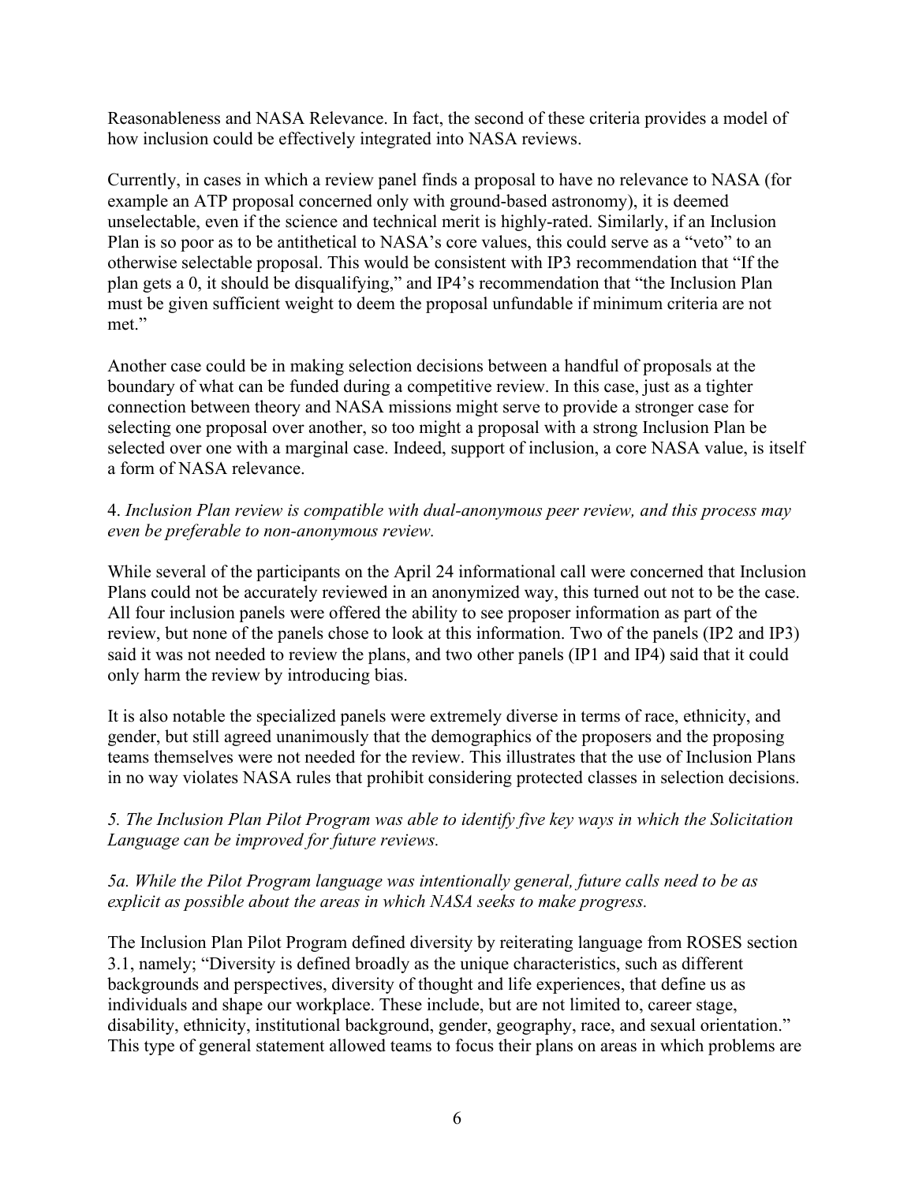Reasonableness and NASA Relevance. In fact, the second of these criteria provides a model of how inclusion could be effectively integrated into NASA reviews.

Currently, in cases in which a review panel finds a proposal to have no relevance to NASA (for example an ATP proposal concerned only with ground-based astronomy), it is deemed unselectable, even if the science and technical merit is highly-rated. Similarly, if an Inclusion Plan is so poor as to be antithetical to NASA's core values, this could serve as a "veto" to an otherwise selectable proposal. This would be consistent with IP3 recommendation that "If the plan gets a 0, it should be disqualifying," and IP4's recommendation that "the Inclusion Plan must be given sufficient weight to deem the proposal unfundable if minimum criteria are not met."

Another case could be in making selection decisions between a handful of proposals at the boundary of what can be funded during a competitive review. In this case, just as a tighter connection between theory and NASA missions might serve to provide a stronger case for selecting one proposal over another, so too might a proposal with a strong Inclusion Plan be selected over one with a marginal case. Indeed, support of inclusion, a core NASA value, is itself a form of NASA relevance.

4. *Inclusion Plan review is compatible with dual-anonymous peer review, and this process may even be preferable to non-anonymous review.*

While several of the participants on the April 24 informational call were concerned that Inclusion Plans could not be accurately reviewed in an anonymized way, this turned out not to be the case. All four inclusion panels were offered the ability to see proposer information as part of the review, but none of the panels chose to look at this information. Two of the panels (IP2 and IP3) said it was not needed to review the plans, and two other panels (IP1 and IP4) said that it could only harm the review by introducing bias.

It is also notable the specialized panels were extremely diverse in terms of race, ethnicity, and gender, but still agreed unanimously that the demographics of the proposers and the proposing teams themselves were not needed for the review. This illustrates that the use of Inclusion Plans in no way violates NASA rules that prohibit considering protected classes in selection decisions.

*5. The Inclusion Plan Pilot Program was able to identify five key ways in which the Solicitation Language can be improved for future reviews.*

*5a. While the Pilot Program language was intentionally general, future calls need to be as explicit as possible about the areas in which NASA seeks to make progress.*

The Inclusion Plan Pilot Program defined diversity by reiterating language from ROSES section 3.1, namely; "Diversity is defined broadly as the unique characteristics, such as different backgrounds and perspectives, diversity of thought and life experiences, that define us as individuals and shape our workplace. These include, but are not limited to, career stage, disability, ethnicity, institutional background, gender, geography, race, and sexual orientation." This type of general statement allowed teams to focus their plans on areas in which problems are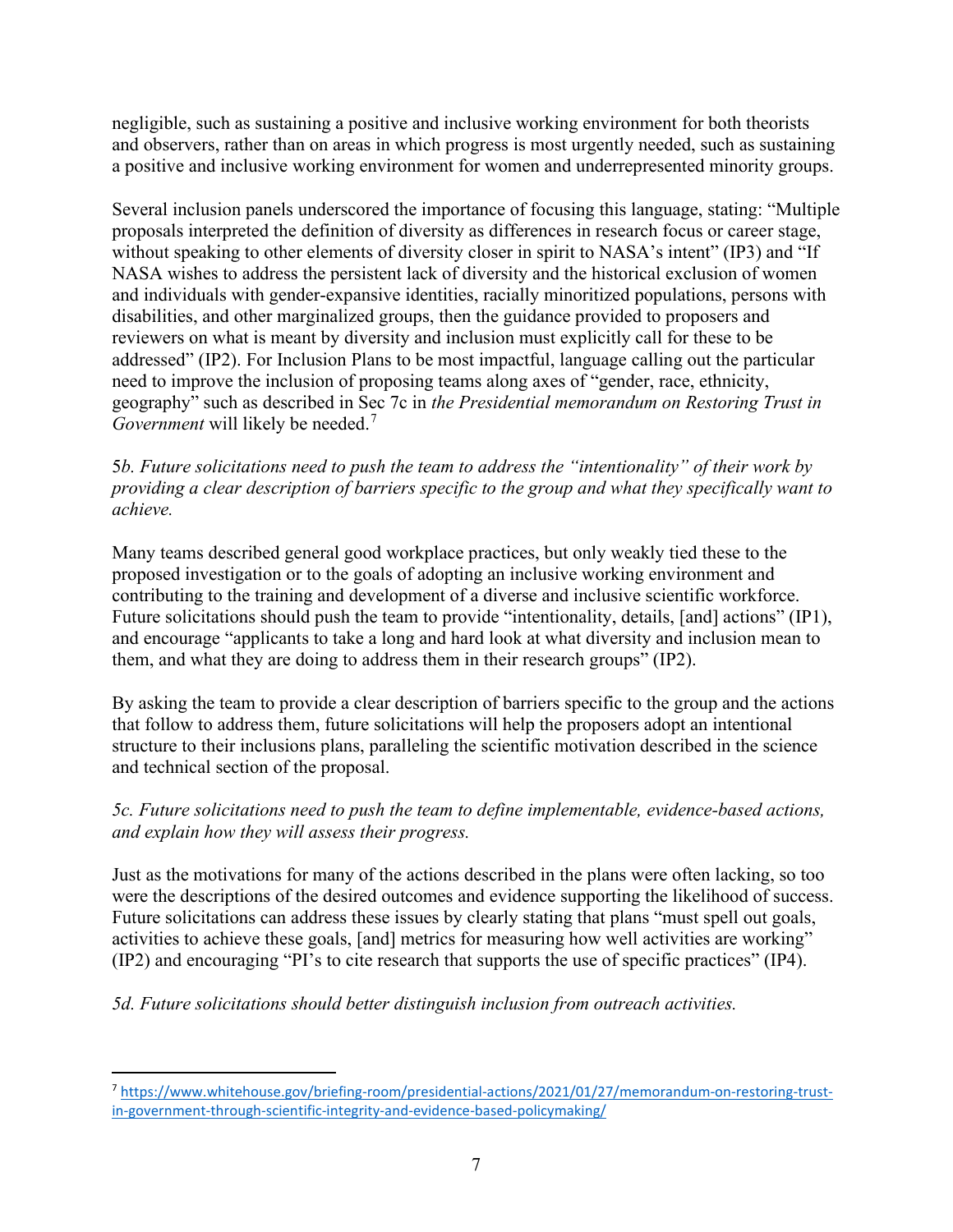negligible, such as sustaining a positive and inclusive working environment for both theorists and observers, rather than on areas in which progress is most urgently needed, such as sustaining a positive and inclusive working environment for women and underrepresented minority groups.

Several inclusion panels underscored the importance of focusing this language, stating: "Multiple proposals interpreted the definition of diversity as differences in research focus or career stage, without speaking to other elements of diversity closer in spirit to NASA's intent" (IP3) and "If NASA wishes to address the persistent lack of diversity and the historical exclusion of women and individuals with gender-expansive identities, racially minoritized populations, persons with disabilities, and other marginalized groups, then the guidance provided to proposers and reviewers on what is meant by diversity and inclusion must explicitly call for these to be addressed" (IP2). For Inclusion Plans to be most impactful, language calling out the particular need to improve the inclusion of proposing teams along axes of "gender, race, ethnicity, geography" such as described in Sec 7c in *the Presidential memorandum on Restoring Trust in Government* will likely be needed.[7]

*5b. Future solicitations need to push the team to address the "intentionality" of their work by providing a clear description of barriers specific to the group and what they specifically want to achieve.*

Many teams described general good workplace practices, but only weakly tied these to the proposed investigation or to the goals of adopting an inclusive working environment and contributing to the training and development of a diverse and inclusive scientific workforce. Future solicitations should push the team to provide "intentionality, details, [and] actions" (IP1), and encourage "applicants to take a long and hard look at what diversity and inclusion mean to them, and what they are doing to address them in their research groups" (IP2).

By asking the team to provide a clear description of barriers specific to the group and the actions that follow to address them, future solicitations will help the proposers adopt an intentional structure to their inclusions plans, paralleling the scientific motivation described in the science and technical section of the proposal.

*5c. Future solicitations need to push the team to define implementable, evidence-based actions, and explain how they will assess their progress.*

Just as the motivations for many of the actions described in the plans were often lacking, so too were the descriptions of the desired outcomes and evidence supporting the likelihood of success. Future solicitations can address these issues by clearly stating that plans "must spell out goals, activities to achieve these goals, [and] metrics for measuring how well activities are working" (IP2) and encouraging "PI's to cite research that supports the use of specific practices" (IP4).

*5d. Future solicitations should better distinguish inclusion from outreach activities.*

---

[7] https://www.whitehouse.gov/briefing-room/presidential-actions/2021/01/27/memorandum-on-restoring-trust-in-government-through-scientific-integrity-and-evidence-based-policymaking/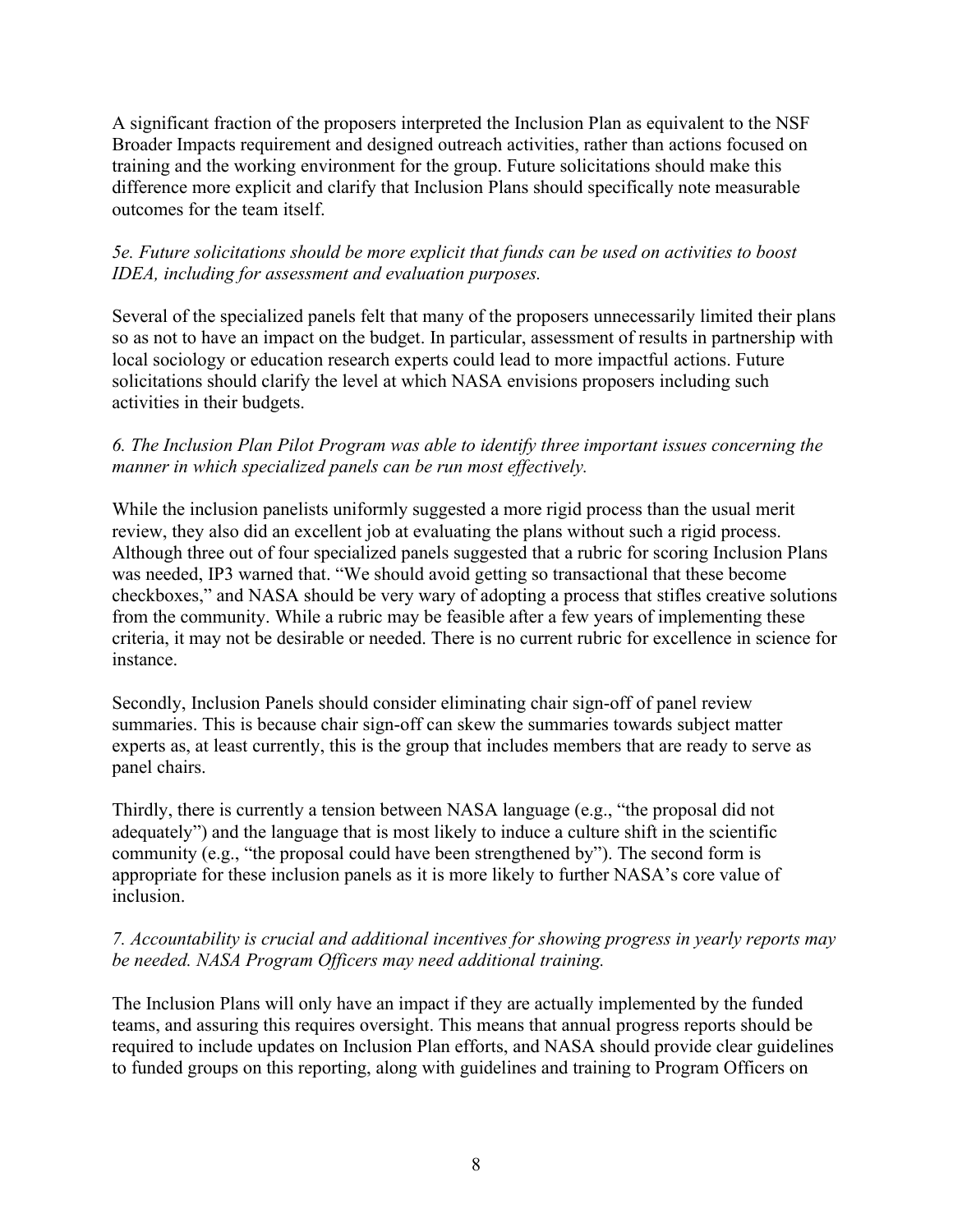A significant fraction of the proposers interpreted the Inclusion Plan as equivalent to the NSF Broader Impacts requirement and designed outreach activities, rather than actions focused on training and the working environment for the group. Future solicitations should make this difference more explicit and clarify that Inclusion Plans should specifically note measurable outcomes for the team itself.

*5e. Future solicitations should be more explicit that funds can be used on activities to boost IDEA, including for assessment and evaluation purposes.*

Several of the specialized panels felt that many of the proposers unnecessarily limited their plans so as not to have an impact on the budget. In particular, assessment of results in partnership with local sociology or education research experts could lead to more impactful actions. Future solicitations should clarify the level at which NASA envisions proposers including such activities in their budgets.

*6. The Inclusion Plan Pilot Program was able to identify three important issues concerning the manner in which specialized panels can be run most effectively.*

While the inclusion panelists uniformly suggested a more rigid process than the usual merit review, they also did an excellent job at evaluating the plans without such a rigid process. Although three out of four specialized panels suggested that a rubric for scoring Inclusion Plans was needed, IP3 warned that. "We should avoid getting so transactional that these become checkboxes," and NASA should be very wary of adopting a process that stifles creative solutions from the community. While a rubric may be feasible after a few years of implementing these criteria, it may not be desirable or needed. There is no current rubric for excellence in science for instance.

Secondly, Inclusion Panels should consider eliminating chair sign-off of panel review summaries. This is because chair sign-off can skew the summaries towards subject matter experts as, at least currently, this is the group that includes members that are ready to serve as panel chairs.

Thirdly, there is currently a tension between NASA language (e.g., "the proposal did not adequately") and the language that is most likely to induce a culture shift in the scientific community (e.g., "the proposal could have been strengthened by"). The second form is appropriate for these inclusion panels as it is more likely to further NASA's core value of inclusion.

*7. Accountability is crucial and additional incentives for showing progress in yearly reports may be needed. NASA Program Officers may need additional training.*

The Inclusion Plans will only have an impact if they are actually implemented by the funded teams, and assuring this requires oversight. This means that annual progress reports should be required to include updates on Inclusion Plan efforts, and NASA should provide clear guidelines to funded groups on this reporting, along with guidelines and training to Program Officers on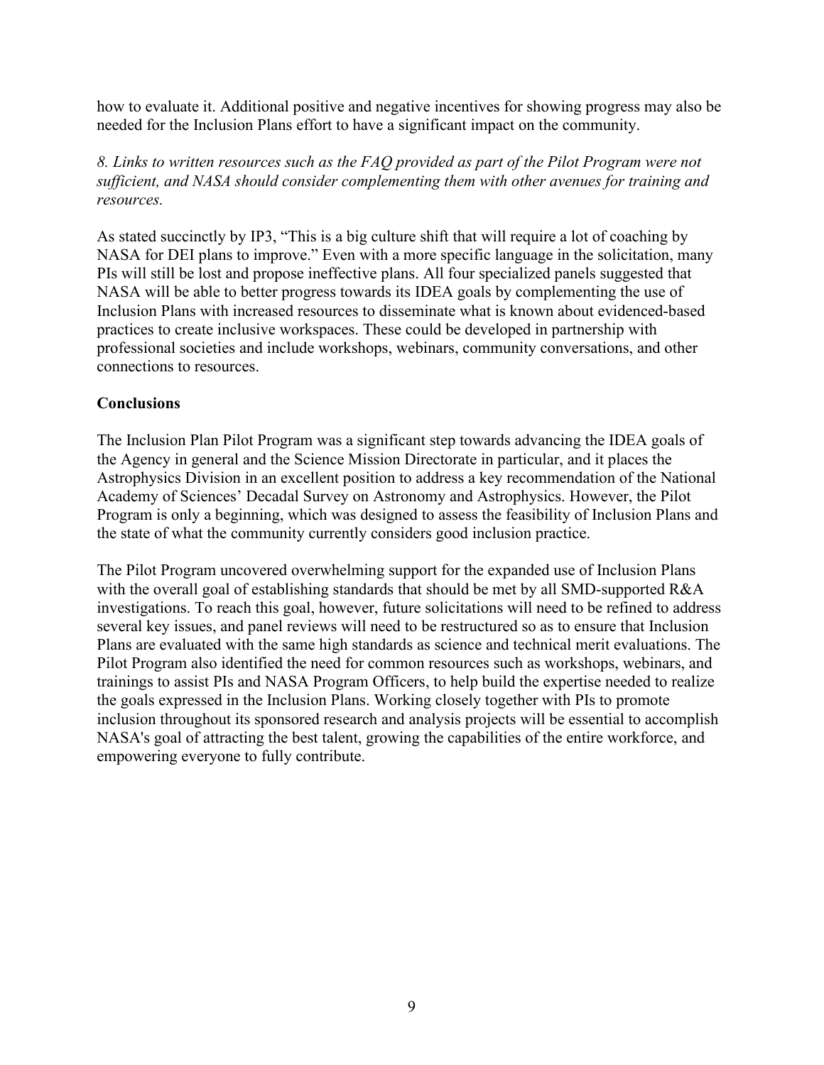how to evaluate it. Additional positive and negative incentives for showing progress may also be needed for the Inclusion Plans effort to have a significant impact on the community.

*8. Links to written resources such as the FAQ provided as part of the Pilot Program were not sufficient, and NASA should consider complementing them with other avenues for training and resources.*

As stated succinctly by IP3, "This is a big culture shift that will require a lot of coaching by NASA for DEI plans to improve." Even with a more specific language in the solicitation, many PIs will still be lost and propose ineffective plans. All four specialized panels suggested that NASA will be able to better progress towards its IDEA goals by complementing the use of Inclusion Plans with increased resources to disseminate what is known about evidenced-based practices to create inclusive workspaces. These could be developed in partnership with professional societies and include workshops, webinars, community conversations, and other connections to resources.

**Conclusions**

The Inclusion Plan Pilot Program was a significant step towards advancing the IDEA goals of the Agency in general and the Science Mission Directorate in particular, and it places the Astrophysics Division in an excellent position to address a key recommendation of the National Academy of Sciences' Decadal Survey on Astronomy and Astrophysics. However, the Pilot Program is only a beginning, which was designed to assess the feasibility of Inclusion Plans and the state of what the community currently considers good inclusion practice.

The Pilot Program uncovered overwhelming support for the expanded use of Inclusion Plans with the overall goal of establishing standards that should be met by all SMD-supported R&A investigations. To reach this goal, however, future solicitations will need to be refined to address several key issues, and panel reviews will need to be restructured so as to ensure that Inclusion Plans are evaluated with the same high standards as science and technical merit evaluations. The Pilot Program also identified the need for common resources such as workshops, webinars, and trainings to assist PIs and NASA Program Officers, to help build the expertise needed to realize the goals expressed in the Inclusion Plans. Working closely together with PIs to promote inclusion throughout its sponsored research and analysis projects will be essential to accomplish NASA's goal of attracting the best talent, growing the capabilities of the entire workforce, and empowering everyone to fully contribute.